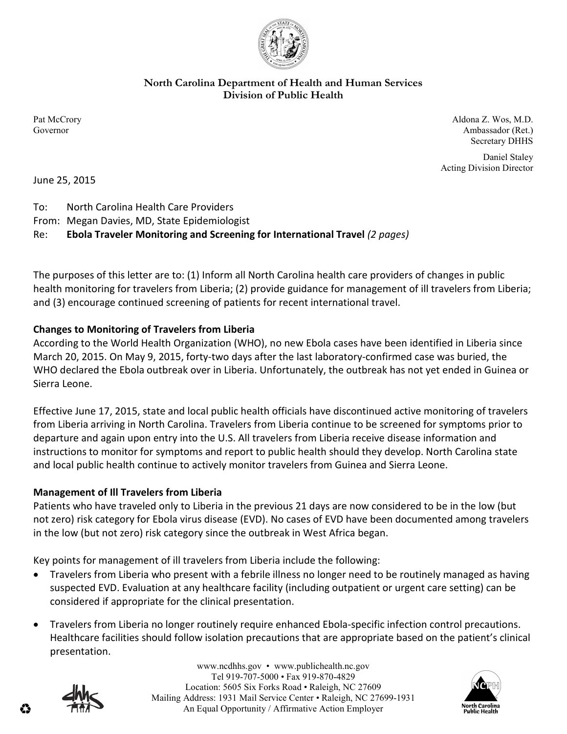**North Carolina Department of Health and Human Services**
**Division of Public Health**

Pat McCrory
Governor

Aldona Z. Wos, M.D.
Ambassador (Ret.)
Secretary DHHS

Daniel Staley
Acting Division Director

June 25, 2015

To: North Carolina Health Care Providers
From: Megan Davies, MD, State Epidemiologist
Re: **Ebola Traveler Monitoring and Screening for International Travel** *(2 pages)*

The purposes of this letter are to: (1) Inform all North Carolina health care providers of changes in public health monitoring for travelers from Liberia; (2) provide guidance for management of ill travelers from Liberia; and (3) encourage continued screening of patients for recent international travel.

**Changes to Monitoring of Travelers from Liberia**

According to the World Health Organization (WHO), no new Ebola cases have been identified in Liberia since March 20, 2015. On May 9, 2015, forty-two days after the last laboratory-confirmed case was buried, the WHO declared the Ebola outbreak over in Liberia. Unfortunately, the outbreak has not yet ended in Guinea or Sierra Leone.

Effective June 17, 2015, state and local public health officials have discontinued active monitoring of travelers from Liberia arriving in North Carolina. Travelers from Liberia continue to be screened for symptoms prior to departure and again upon entry into the U.S. All travelers from Liberia receive disease information and instructions to monitor for symptoms and report to public health should they develop. North Carolina state and local public health continue to actively monitor travelers from Guinea and Sierra Leone.

**Management of Ill Travelers from Liberia**

Patients who have traveled only to Liberia in the previous 21 days are now considered to be in the low (but not zero) risk category for Ebola virus disease (EVD). No cases of EVD have been documented among travelers in the low (but not zero) risk category since the outbreak in West Africa began.

Key points for management of ill travelers from Liberia include the following:

- Travelers from Liberia who present with a febrile illness no longer need to be routinely managed as having suspected EVD. Evaluation at any healthcare facility (including outpatient or urgent care setting) can be considered if appropriate for the clinical presentation.
- Travelers from Liberia no longer routinely require enhanced Ebola-specific infection control precautions. Healthcare facilities should follow isolation precautions that are appropriate based on the patient's clinical presentation.

www.ncdhhs.gov • www.publichealth.nc.gov
Tel 919-707-5000 • Fax 919-870-4829
Location: 5605 Six Forks Road • Raleigh, NC 27609
Mailing Address: 1931 Mail Service Center • Raleigh, NC 27699-1931
An Equal Opportunity / Affirmative Action Employer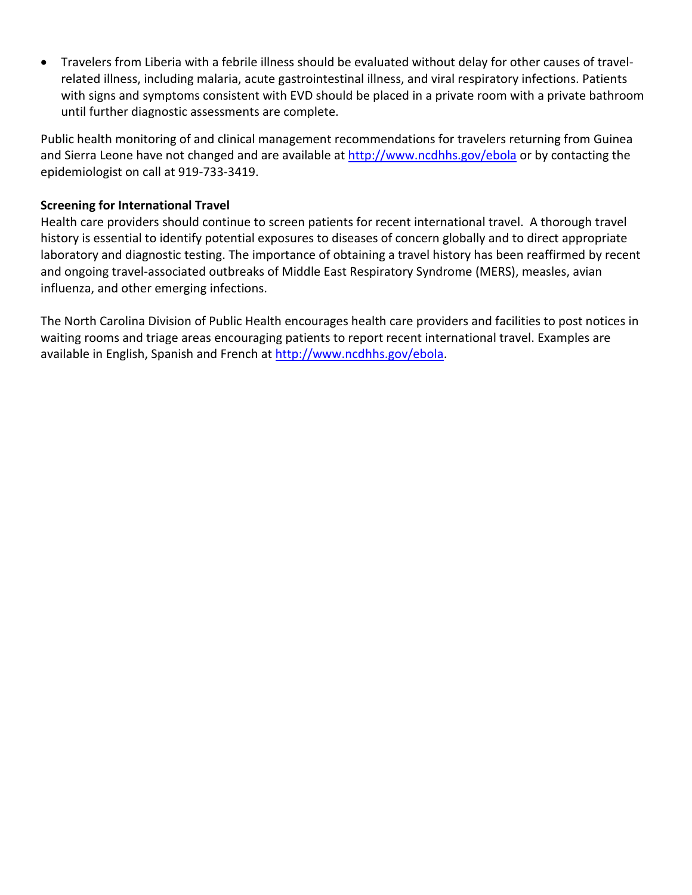- Travelers from Liberia with a febrile illness should be evaluated without delay for other causes of travel-related illness, including malaria, acute gastrointestinal illness, and viral respiratory infections. Patients with signs and symptoms consistent with EVD should be placed in a private room with a private bathroom until further diagnostic assessments are complete.

Public health monitoring of and clinical management recommendations for travelers returning from Guinea and Sierra Leone have not changed and are available at http://www.ncdhhs.gov/ebola or by contacting the epidemiologist on call at 919-733-3419.

**Screening for International Travel**

Health care providers should continue to screen patients for recent international travel. A thorough travel history is essential to identify potential exposures to diseases of concern globally and to direct appropriate laboratory and diagnostic testing. The importance of obtaining a travel history has been reaffirmed by recent and ongoing travel-associated outbreaks of Middle East Respiratory Syndrome (MERS), measles, avian influenza, and other emerging infections.

The North Carolina Division of Public Health encourages health care providers and facilities to post notices in waiting rooms and triage areas encouraging patients to report recent international travel. Examples are available in English, Spanish and French at http://www.ncdhhs.gov/ebola.